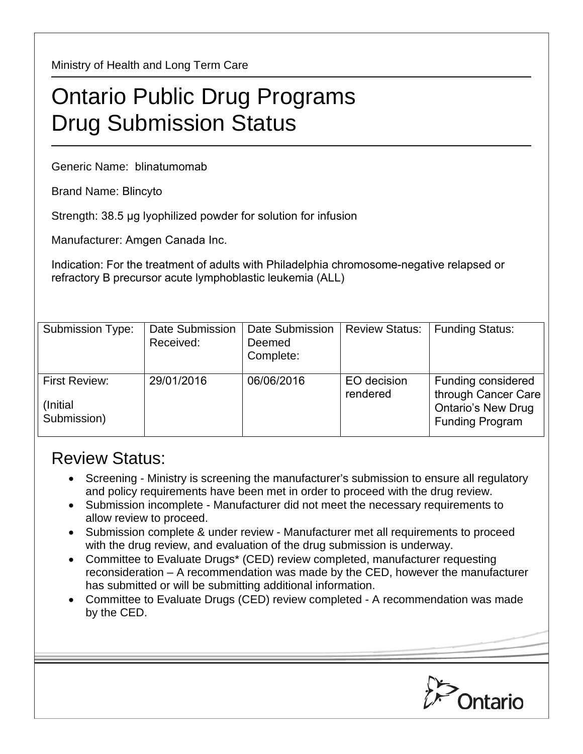Ministry of Health and Long Term Care

# Ontario Public Drug Programs
# Drug Submission Status

Generic Name: blinatumomab

Brand Name: Blincyto

Strength: 38.5 µg lyophilized powder for solution for infusion

Manufacturer: Amgen Canada Inc.

Indication: For the treatment of adults with Philadelphia chromosome-negative relapsed or refractory B precursor acute lymphoblastic leukemia (ALL)

| Submission Type: | Date Submission Received: | Date Submission Deemed Complete: | Review Status: | Funding Status: |
|---|---|---|---|---|
| First Review: (Initial Submission) | 29/01/2016 | 06/06/2016 | EO decision rendered | Funding considered through Cancer Care Ontario's New Drug Funding Program |

## Review Status:

- Screening - Ministry is screening the manufacturer's submission to ensure all regulatory and policy requirements have been met in order to proceed with the drug review.
- Submission incomplete - Manufacturer did not meet the necessary requirements to allow review to proceed.
- Submission complete & under review - Manufacturer met all requirements to proceed with the drug review, and evaluation of the drug submission is underway.
- Committee to Evaluate Drugs* (CED) review completed, manufacturer requesting reconsideration – A recommendation was made by the CED, however the manufacturer has submitted or will be submitting additional information.
- Committee to Evaluate Drugs (CED) review completed - A recommendation was made by the CED.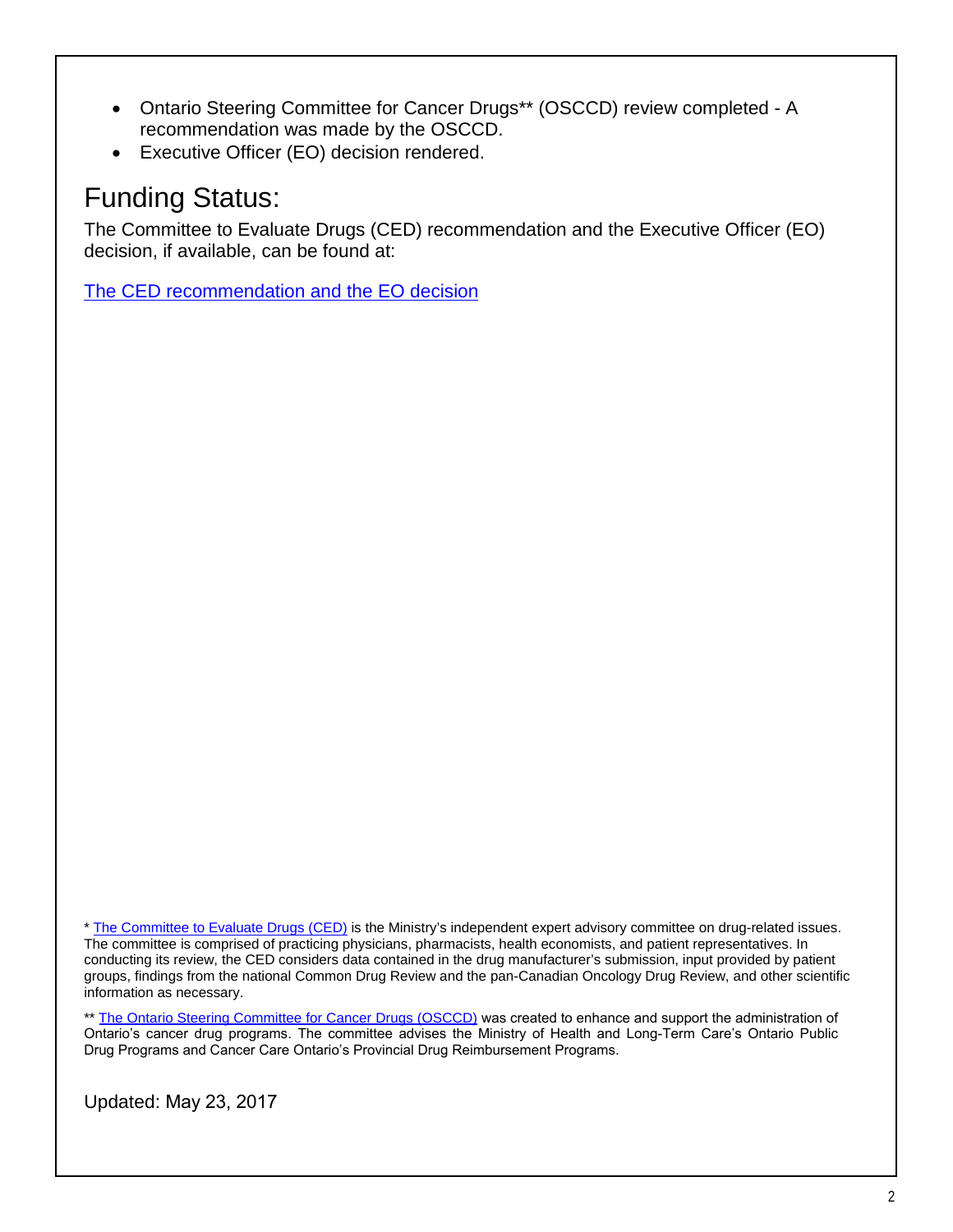- Ontario Steering Committee for Cancer Drugs** (OSCCD) review completed - A recommendation was made by the OSCCD.
- Executive Officer (EO) decision rendered.

# Funding Status:

The Committee to Evaluate Drugs (CED) recommendation and the Executive Officer (EO) decision, if available, can be found at:

The CED recommendation and the EO decision

* The Committee to Evaluate Drugs (CED) is the Ministry's independent expert advisory committee on drug-related issues. The committee is comprised of practicing physicians, pharmacists, health economists, and patient representatives. In conducting its review, the CED considers data contained in the drug manufacturer's submission, input provided by patient groups, findings from the national Common Drug Review and the pan-Canadian Oncology Drug Review, and other scientific information as necessary.

** The Ontario Steering Committee for Cancer Drugs (OSCCD) was created to enhance and support the administration of Ontario's cancer drug programs. The committee advises the Ministry of Health and Long-Term Care's Ontario Public Drug Programs and Cancer Care Ontario's Provincial Drug Reimbursement Programs.

Updated: May 23, 2017